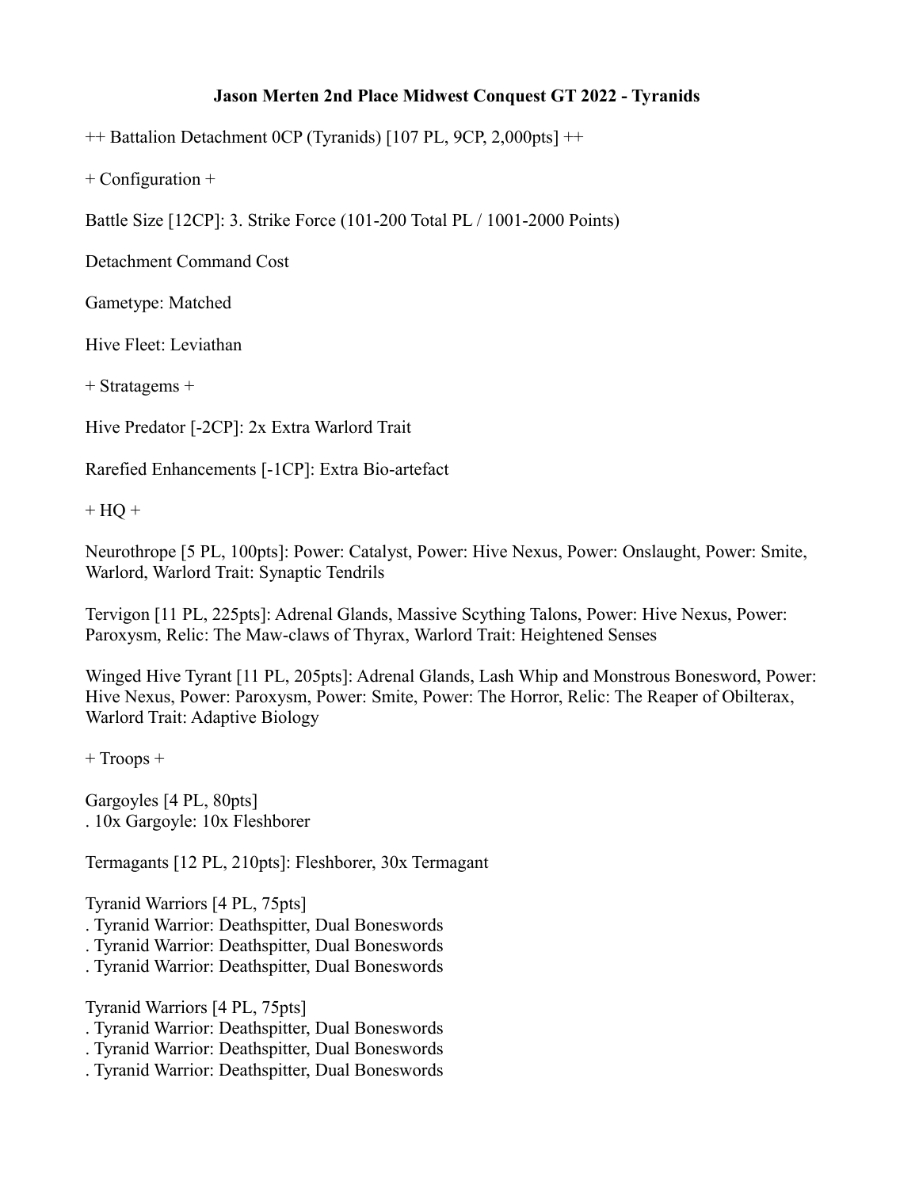# Jason Merten 2nd Place Midwest Conquest GT 2022 - Tyranids

++ Battalion Detachment 0CP (Tyranids) [107 PL, 9CP, 2,000pts] ++

+ Configuration +

Battle Size [12CP]: 3. Strike Force (101-200 Total PL / 1001-2000 Points)

Detachment Command Cost

Gametype: Matched

Hive Fleet: Leviathan

+ Stratagems +

Hive Predator [-2CP]: 2x Extra Warlord Trait

Rarefied Enhancements [-1CP]: Extra Bio-artefact

+ HQ +

Neurothrope [5 PL, 100pts]: Power: Catalyst, Power: Hive Nexus, Power: Onslaught, Power: Smite, Warlord, Warlord Trait: Synaptic Tendrils

Tervigon [11 PL, 225pts]: Adrenal Glands, Massive Scything Talons, Power: Hive Nexus, Power: Paroxysm, Relic: The Maw-claws of Thyrax, Warlord Trait: Heightened Senses

Winged Hive Tyrant [11 PL, 205pts]: Adrenal Glands, Lash Whip and Monstrous Bonesword, Power: Hive Nexus, Power: Paroxysm, Power: Smite, Power: The Horror, Relic: The Reaper of Obilterax, Warlord Trait: Adaptive Biology

+ Troops +

Gargoyles [4 PL, 80pts]
. 10x Gargoyle: 10x Fleshborer

Termagants [12 PL, 210pts]: Fleshborer, 30x Termagant

Tyranid Warriors [4 PL, 75pts]
. Tyranid Warrior: Deathspitter, Dual Boneswords
. Tyranid Warrior: Deathspitter, Dual Boneswords
. Tyranid Warrior: Deathspitter, Dual Boneswords

Tyranid Warriors [4 PL, 75pts]
. Tyranid Warrior: Deathspitter, Dual Boneswords
. Tyranid Warrior: Deathspitter, Dual Boneswords
. Tyranid Warrior: Deathspitter, Dual Boneswords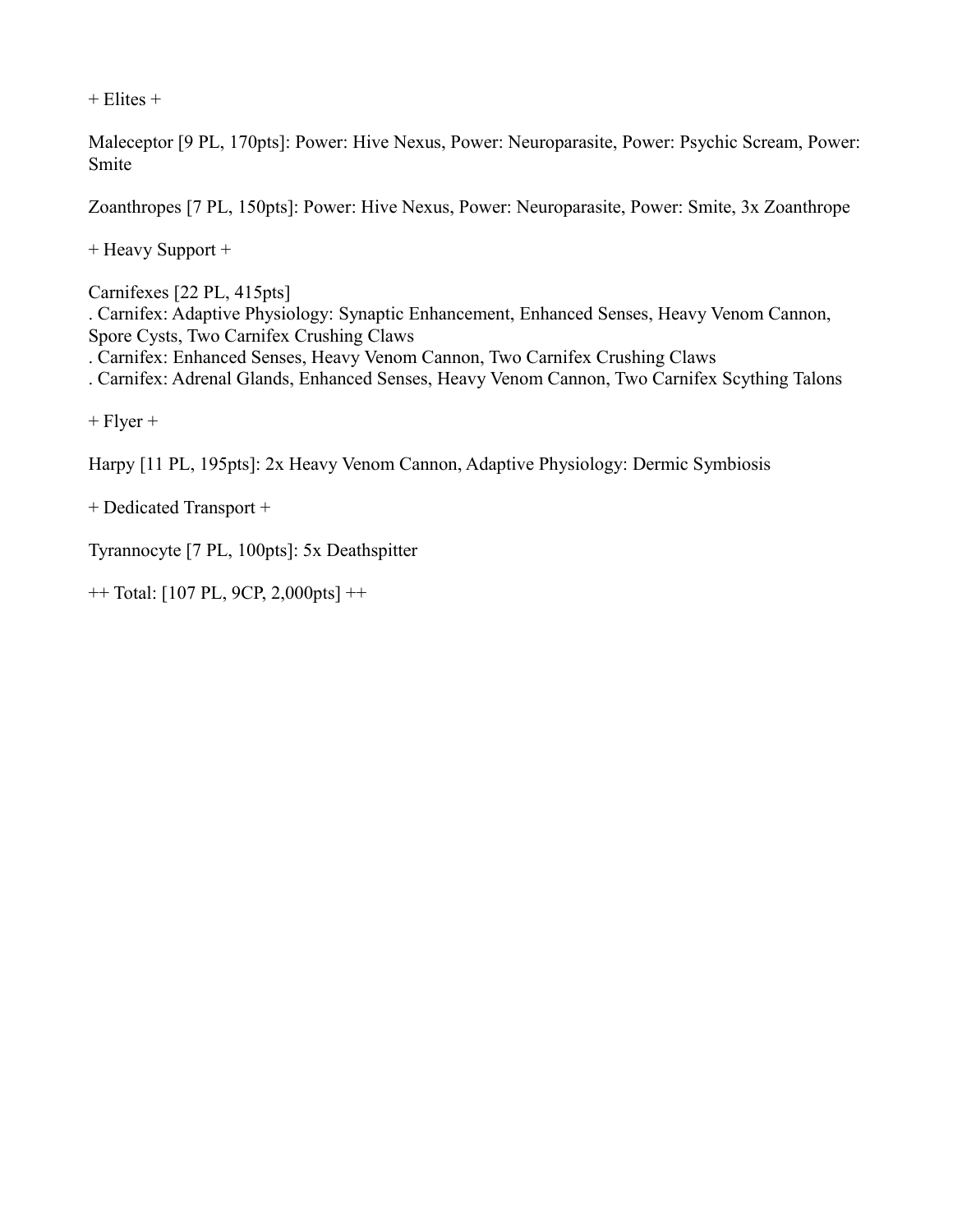+ Elites +

Maleceptor [9 PL, 170pts]: Power: Hive Nexus, Power: Neuroparasite, Power: Psychic Scream, Power: Smite

Zoanthropes [7 PL, 150pts]: Power: Hive Nexus, Power: Neuroparasite, Power: Smite, 3x Zoanthrope

+ Heavy Support +

Carnifexes [22 PL, 415pts]

. Carnifex: Adaptive Physiology: Synaptic Enhancement, Enhanced Senses, Heavy Venom Cannon, Spore Cysts, Two Carnifex Crushing Claws

. Carnifex: Enhanced Senses, Heavy Venom Cannon, Two Carnifex Crushing Claws

. Carnifex: Adrenal Glands, Enhanced Senses, Heavy Venom Cannon, Two Carnifex Scything Talons

+ Flyer +

Harpy [11 PL, 195pts]: 2x Heavy Venom Cannon, Adaptive Physiology: Dermic Symbiosis

+ Dedicated Transport +

Tyrannocyte [7 PL, 100pts]: 5x Deathspitter

++ Total: [107 PL, 9CP, 2,000pts] ++